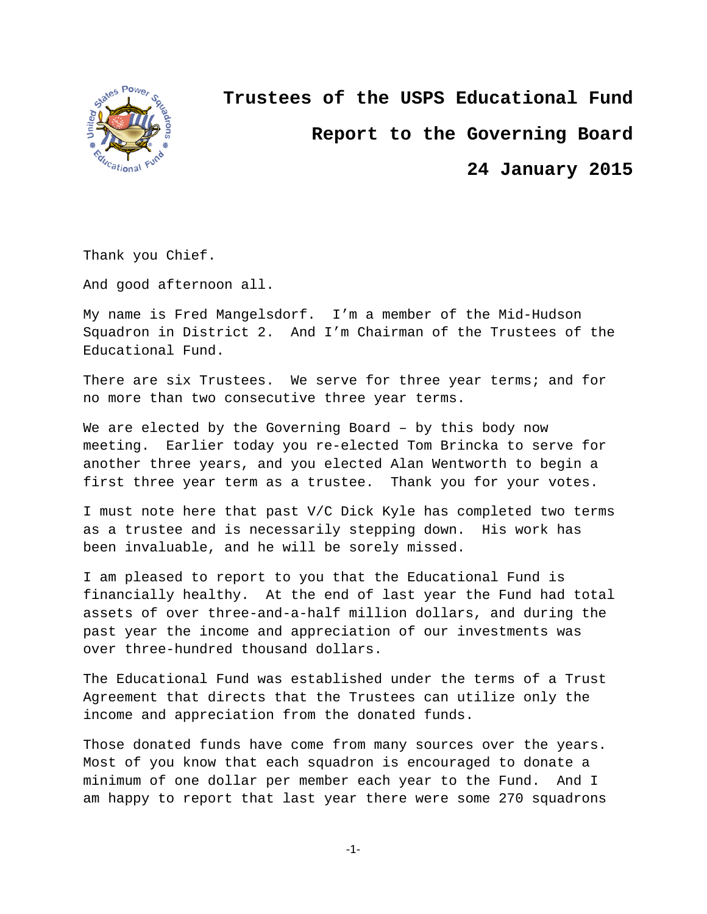# Trustees of the USPS Educational Fund

## Report to the Governing Board

## 24 January 2015

Thank you Chief.

And good afternoon all.

My name is Fred Mangelsdorf. I'm a member of the Mid-Hudson Squadron in District 2. And I'm Chairman of the Trustees of the Educational Fund.

There are six Trustees. We serve for three year terms; and for no more than two consecutive three year terms.

We are elected by the Governing Board – by this body now meeting. Earlier today you re-elected Tom Brincka to serve for another three years, and you elected Alan Wentworth to begin a first three year term as a trustee. Thank you for your votes.

I must note here that past V/C Dick Kyle has completed two terms as a trustee and is necessarily stepping down. His work has been invaluable, and he will be sorely missed.

I am pleased to report to you that the Educational Fund is financially healthy. At the end of last year the Fund had total assets of over three-and-a-half million dollars, and during the past year the income and appreciation of our investments was over three-hundred thousand dollars.

The Educational Fund was established under the terms of a Trust Agreement that directs that the Trustees can utilize only the income and appreciation from the donated funds.

Those donated funds have come from many sources over the years. Most of you know that each squadron is encouraged to donate a minimum of one dollar per member each year to the Fund. And I am happy to report that last year there were some 270 squadrons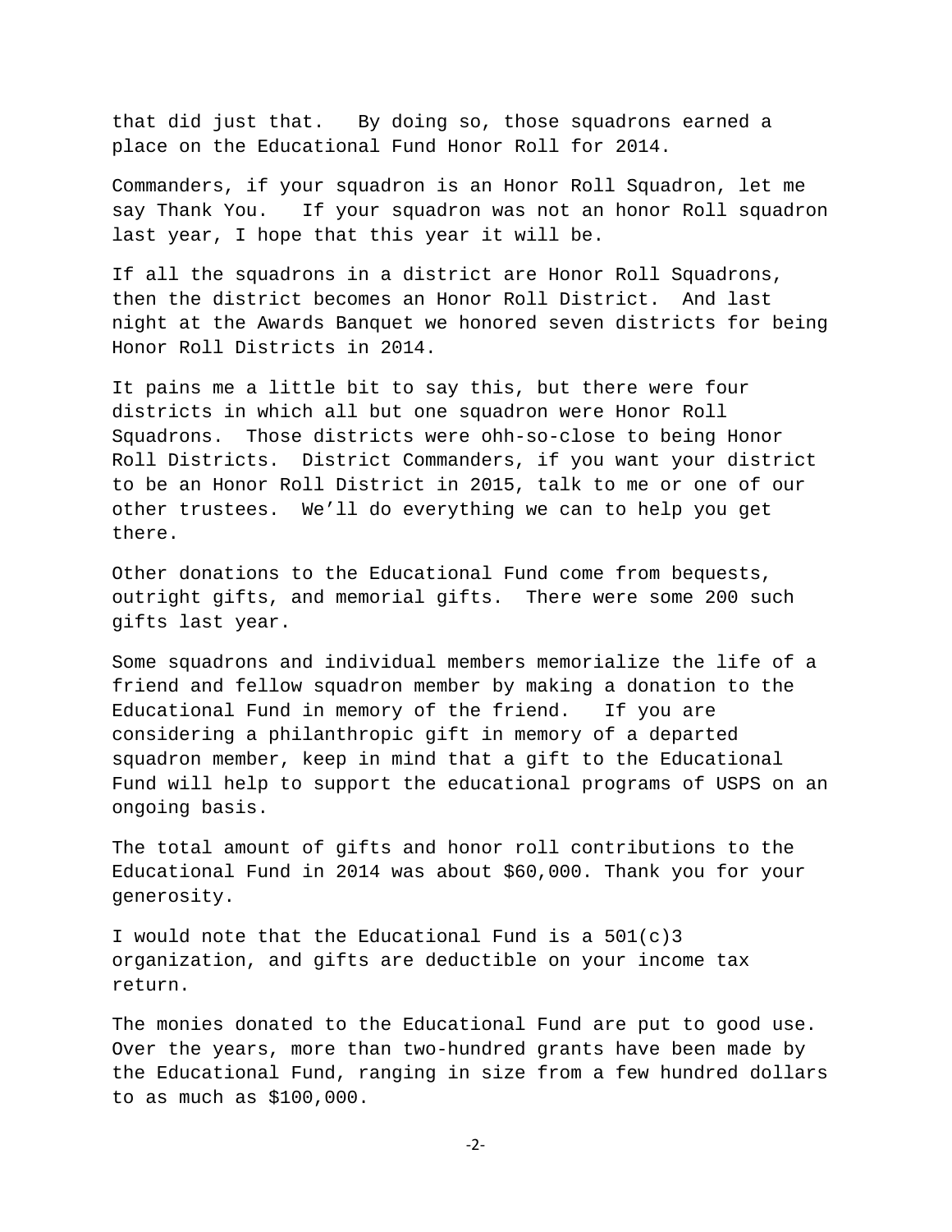that did just that. By doing so, those squadrons earned a place on the Educational Fund Honor Roll for 2014.

Commanders, if your squadron is an Honor Roll Squadron, let me say Thank You. If your squadron was not an honor Roll squadron last year, I hope that this year it will be.

If all the squadrons in a district are Honor Roll Squadrons, then the district becomes an Honor Roll District. And last night at the Awards Banquet we honored seven districts for being Honor Roll Districts in 2014.

It pains me a little bit to say this, but there were four districts in which all but one squadron were Honor Roll Squadrons. Those districts were ohh-so-close to being Honor Roll Districts. District Commanders, if you want your district to be an Honor Roll District in 2015, talk to me or one of our other trustees. We'll do everything we can to help you get there.

Other donations to the Educational Fund come from bequests, outright gifts, and memorial gifts. There were some 200 such gifts last year.

Some squadrons and individual members memorialize the life of a friend and fellow squadron member by making a donation to the Educational Fund in memory of the friend. If you are considering a philanthropic gift in memory of a departed squadron member, keep in mind that a gift to the Educational Fund will help to support the educational programs of USPS on an ongoing basis.

The total amount of gifts and honor roll contributions to the Educational Fund in 2014 was about $60,000. Thank you for your generosity.

I would note that the Educational Fund is a 501(c)3 organization, and gifts are deductible on your income tax return.

The monies donated to the Educational Fund are put to good use. Over the years, more than two-hundred grants have been made by the Educational Fund, ranging in size from a few hundred dollars to as much as $100,000.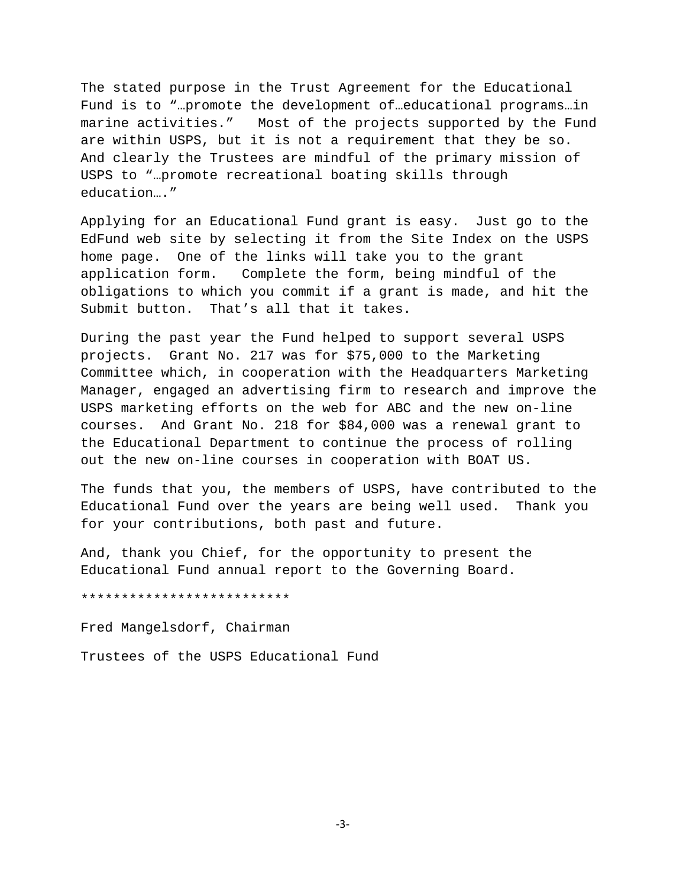The stated purpose in the Trust Agreement for the Educational Fund is to "…promote the development of…educational programs…in marine activities." Most of the projects supported by the Fund are within USPS, but it is not a requirement that they be so. And clearly the Trustees are mindful of the primary mission of USPS to "…promote recreational boating skills through education…."

Applying for an Educational Fund grant is easy. Just go to the EdFund web site by selecting it from the Site Index on the USPS home page. One of the links will take you to the grant application form. Complete the form, being mindful of the obligations to which you commit if a grant is made, and hit the Submit button. That's all that it takes.

During the past year the Fund helped to support several USPS projects. Grant No. 217 was for $75,000 to the Marketing Committee which, in cooperation with the Headquarters Marketing Manager, engaged an advertising firm to research and improve the USPS marketing efforts on the web for ABC and the new on-line courses. And Grant No. 218 for $84,000 was a renewal grant to the Educational Department to continue the process of rolling out the new on-line courses in cooperation with BOAT US.

The funds that you, the members of USPS, have contributed to the Educational Fund over the years are being well used. Thank you for your contributions, both past and future.

And, thank you Chief, for the opportunity to present the Educational Fund annual report to the Governing Board.

**************************

Fred Mangelsdorf, Chairman

Trustees of the USPS Educational Fund